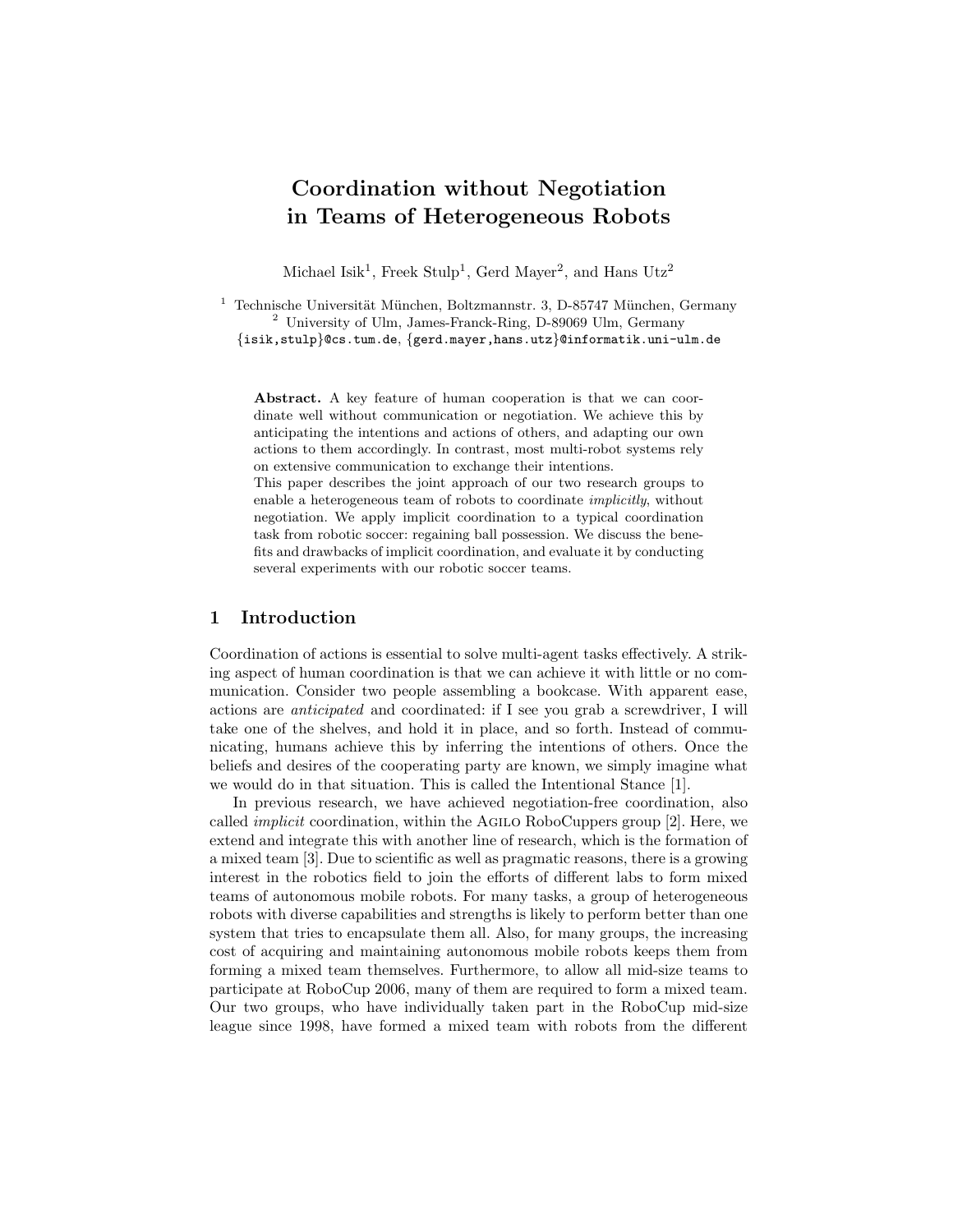# Coordination without Negotiation in Teams of Heterogeneous Robots

Michael Isik[1], Freek Stulp[1], Gerd Mayer[2], and Hans Utz[2]

[1] Technische Universität München, Boltzmannstr. 3, D-85747 München, Germany
[2] University of Ulm, James-Franck-Ring, D-89069 Ulm, Germany
{isik,stulp}@cs.tum.de, {gerd.mayer,hans.utz}@informatik.uni-ulm.de

**Abstract.** A key feature of human cooperation is that we can coordinate well without communication or negotiation. We achieve this by anticipating the intentions and actions of others, and adapting our own actions to them accordingly. In contrast, most multi-robot systems rely on extensive communication to exchange their intentions.
This paper describes the joint approach of our two research groups to enable a heterogeneous team of robots to coordinate *implicitly*, without negotiation. We apply implicit coordination to a typical coordination task from robotic soccer: regaining ball possession. We discuss the benefits and drawbacks of implicit coordination, and evaluate it by conducting several experiments with our robotic soccer teams.

## 1 Introduction

Coordination of actions is essential to solve multi-agent tasks effectively. A striking aspect of human coordination is that we can achieve it with little or no communication. Consider two people assembling a bookcase. With apparent ease, actions are *anticipated* and coordinated: if I see you grab a screwdriver, I will take one of the shelves, and hold it in place, and so forth. Instead of communicating, humans achieve this by inferring the intentions of others. Once the beliefs and desires of the cooperating party are known, we simply imagine what we would do in that situation. This is called the Intentional Stance [1].

In previous research, we have achieved negotiation-free coordination, also called *implicit* coordination, within the Agilo RoboCuppers group [2]. Here, we extend and integrate this with another line of research, which is the formation of a mixed team [3]. Due to scientific as well as pragmatic reasons, there is a growing interest in the robotics field to join the efforts of different labs to form mixed teams of autonomous mobile robots. For many tasks, a group of heterogeneous robots with diverse capabilities and strengths is likely to perform better than one system that tries to encapsulate them all. Also, for many groups, the increasing cost of acquiring and maintaining autonomous mobile robots keeps them from forming a mixed team themselves. Furthermore, to allow all mid-size teams to participate at RoboCup 2006, many of them are required to form a mixed team. Our two groups, who have individually taken part in the RoboCup mid-size league since 1998, have formed a mixed team with robots from the different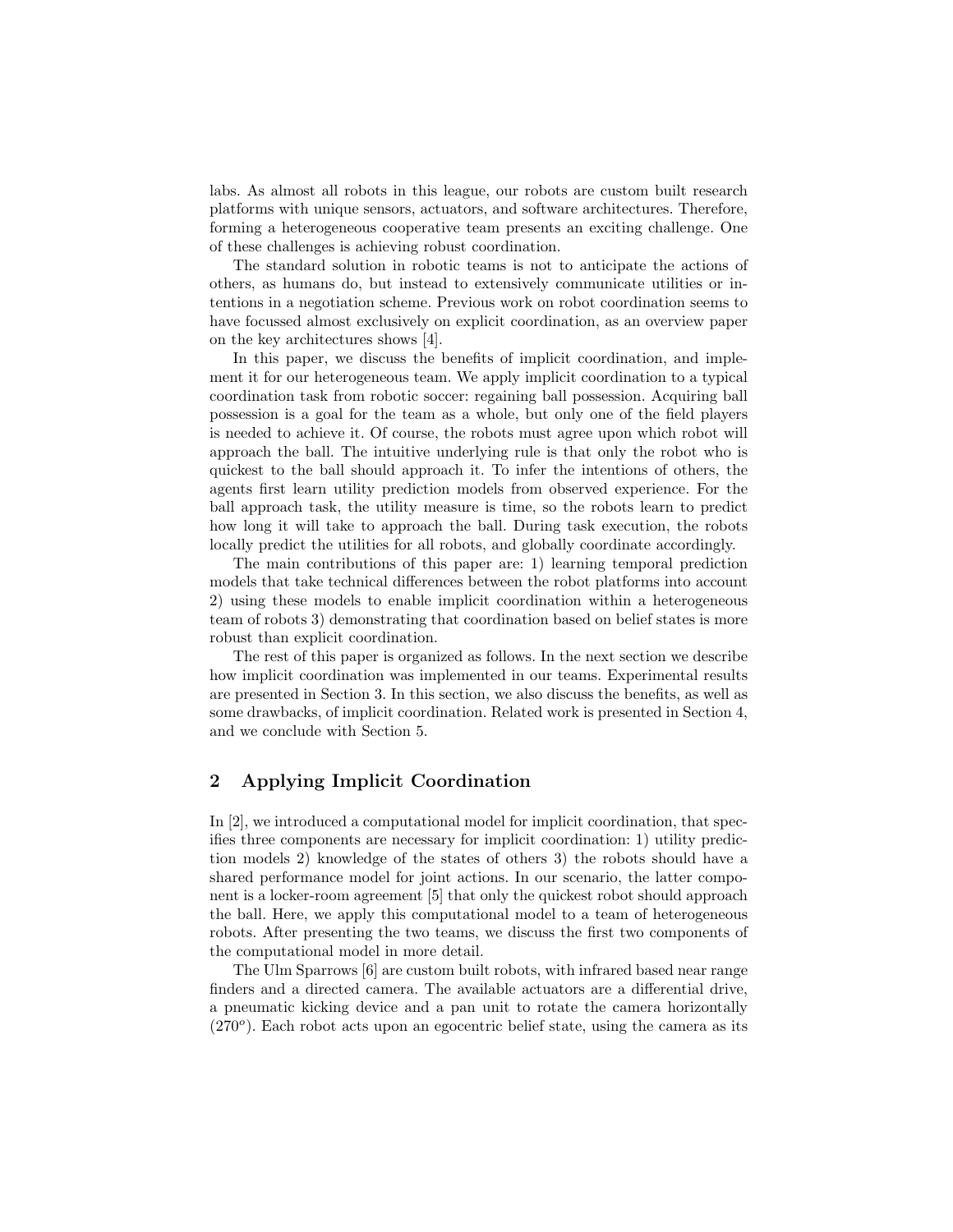labs. As almost all robots in this league, our robots are custom built research platforms with unique sensors, actuators, and software architectures. Therefore, forming a heterogeneous cooperative team presents an exciting challenge. One of these challenges is achieving robust coordination.

The standard solution in robotic teams is not to anticipate the actions of others, as humans do, but instead to extensively communicate utilities or intentions in a negotiation scheme. Previous work on robot coordination seems to have focussed almost exclusively on explicit coordination, as an overview paper on the key architectures shows [4].

In this paper, we discuss the benefits of implicit coordination, and implement it for our heterogeneous team. We apply implicit coordination to a typical coordination task from robotic soccer: regaining ball possession. Acquiring ball possession is a goal for the team as a whole, but only one of the field players is needed to achieve it. Of course, the robots must agree upon which robot will approach the ball. The intuitive underlying rule is that only the robot who is quickest to the ball should approach it. To infer the intentions of others, the agents first learn utility prediction models from observed experience. For the ball approach task, the utility measure is time, so the robots learn to predict how long it will take to approach the ball. During task execution, the robots locally predict the utilities for all robots, and globally coordinate accordingly.

The main contributions of this paper are: 1) learning temporal prediction models that take technical differences between the robot platforms into account 2) using these models to enable implicit coordination within a heterogeneous team of robots 3) demonstrating that coordination based on belief states is more robust than explicit coordination.

The rest of this paper is organized as follows. In the next section we describe how implicit coordination was implemented in our teams. Experimental results are presented in Section 3. In this section, we also discuss the benefits, as well as some drawbacks, of implicit coordination. Related work is presented in Section 4, and we conclude with Section 5.

## 2 Applying Implicit Coordination

In [2], we introduced a computational model for implicit coordination, that specifies three components are necessary for implicit coordination: 1) utility prediction models 2) knowledge of the states of others 3) the robots should have a shared performance model for joint actions. In our scenario, the latter component is a locker-room agreement [5] that only the quickest robot should approach the ball. Here, we apply this computational model to a team of heterogeneous robots. After presenting the two teams, we discuss the first two components of the computational model in more detail.

The Ulm Sparrows [6] are custom built robots, with infrared based near range finders and a directed camera. The available actuators are a differential drive, a pneumatic kicking device and a pan unit to rotate the camera horizontally ($270^o$). Each robot acts upon an egocentric belief state, using the camera as its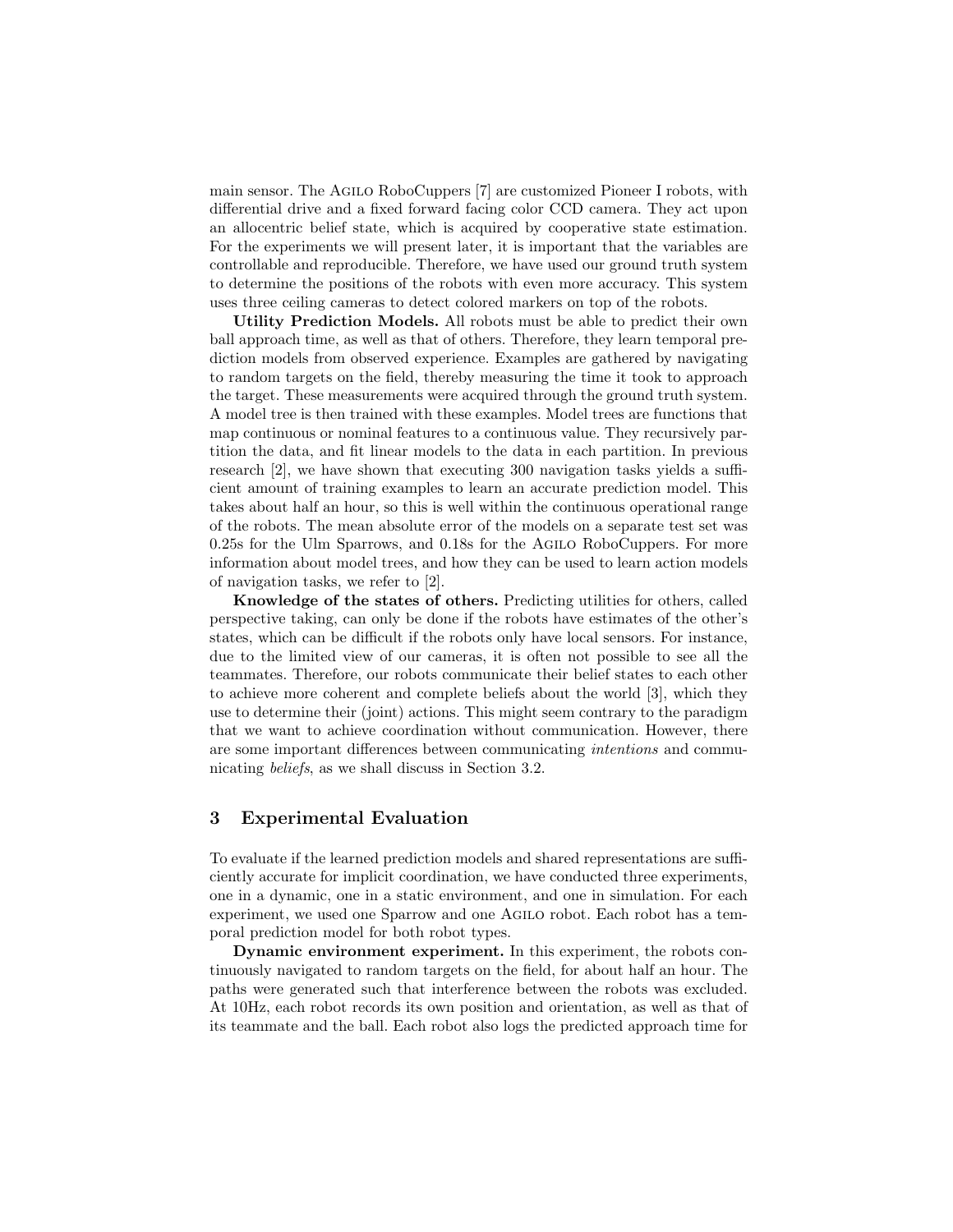main sensor. The Agilo RoboCuppers [7] are customized Pioneer I robots, with differential drive and a fixed forward facing color CCD camera. They act upon an allocentric belief state, which is acquired by cooperative state estimation. For the experiments we will present later, it is important that the variables are controllable and reproducible. Therefore, we have used our ground truth system to determine the positions of the robots with even more accuracy. This system uses three ceiling cameras to detect colored markers on top of the robots.

**Utility Prediction Models.** All robots must be able to predict their own ball approach time, as well as that of others. Therefore, they learn temporal prediction models from observed experience. Examples are gathered by navigating to random targets on the field, thereby measuring the time it took to approach the target. These measurements were acquired through the ground truth system. A model tree is then trained with these examples. Model trees are functions that map continuous or nominal features to a continuous value. They recursively partition the data, and fit linear models to the data in each partition. In previous research [2], we have shown that executing 300 navigation tasks yields a sufficient amount of training examples to learn an accurate prediction model. This takes about half an hour, so this is well within the continuous operational range of the robots. The mean absolute error of the models on a separate test set was 0.25s for the Ulm Sparrows, and 0.18s for the Agilo RoboCuppers. For more information about model trees, and how they can be used to learn action models of navigation tasks, we refer to [2].

**Knowledge of the states of others.** Predicting utilities for others, called perspective taking, can only be done if the robots have estimates of the other's states, which can be difficult if the robots only have local sensors. For instance, due to the limited view of our cameras, it is often not possible to see all the teammates. Therefore, our robots communicate their belief states to each other to achieve more coherent and complete beliefs about the world [3], which they use to determine their (joint) actions. This might seem contrary to the paradigm that we want to achieve coordination without communication. However, there are some important differences between communicating *intentions* and communicating *beliefs*, as we shall discuss in Section 3.2.

## 3 Experimental Evaluation

To evaluate if the learned prediction models and shared representations are sufficiently accurate for implicit coordination, we have conducted three experiments, one in a dynamic, one in a static environment, and one in simulation. For each experiment, we used one Sparrow and one Agilo robot. Each robot has a temporal prediction model for both robot types.

**Dynamic environment experiment.** In this experiment, the robots continuously navigated to random targets on the field, for about half an hour. The paths were generated such that interference between the robots was excluded. At 10Hz, each robot records its own position and orientation, as well as that of its teammate and the ball. Each robot also logs the predicted approach time for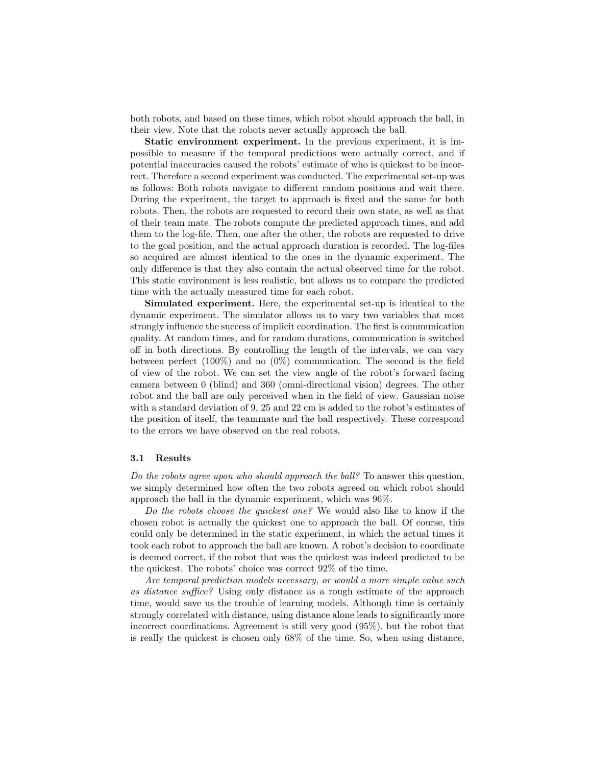both robots, and based on these times, which robot should approach the ball, in their view. Note that the robots never actually approach the ball.

**Static environment experiment.** In the previous experiment, it is impossible to measure if the temporal predictions were actually correct, and if potential inaccuracies caused the robots' estimate of who is quickest to be incorrect. Therefore a second experiment was conducted. The experimental set-up was as follows: Both robots navigate to different random positions and wait there. During the experiment, the target to approach is fixed and the same for both robots. Then, the robots are requested to record their own state, as well as that of their team mate. The robots compute the predicted approach times, and add them to the log-file. Then, one after the other, the robots are requested to drive to the goal position, and the actual approach duration is recorded. The log-files so acquired are almost identical to the ones in the dynamic experiment. The only difference is that they also contain the actual observed time for the robot. This static environment is less realistic, but allows us to compare the predicted time with the actually measured time for each robot.

**Simulated experiment.** Here, the experimental set-up is identical to the dynamic experiment. The simulator allows us to vary two variables that most strongly influence the success of implicit coordination. The first is communication quality. At random times, and for random durations, communication is switched off in both directions. By controlling the length of the intervals, we can vary between perfect (100%) and no (0%) communication. The second is the field of view of the robot. We can set the view angle of the robot's forward facing camera between 0 (blind) and 360 (omni-directional vision) degrees. The other robot and the ball are only perceived when in the field of view. Gaussian noise with a standard deviation of 9, 25 and 22 cm is added to the robot's estimates of the position of itself, the teammate and the ball respectively. These correspond to the errors we have observed on the real robots.

### 3.1 Results

*Do the robots agree upon who should approach the ball?* To answer this question, we simply determined how often the two robots agreed on which robot should approach the ball in the dynamic experiment, which was 96%.

*Do the robots choose the quickest one?* We would also like to know if the chosen robot is actually the quickest one to approach the ball. Of course, this could only be determined in the static experiment, in which the actual times it took each robot to approach the ball are known. A robot's decision to coordinate is deemed correct, if the robot that was the quickest was indeed predicted to be the quickest. The robots' choice was correct 92% of the time.

*Are temporal prediction models necessary, or would a more simple value such as distance suffice?* Using only distance as a rough estimate of the approach time, would save us the trouble of learning models. Although time is certainly strongly correlated with distance, using distance alone leads to significantly more incorrect coordinations. Agreement is still very good (95%), but the robot that is really the quickest is chosen only 68% of the time. So, when using distance,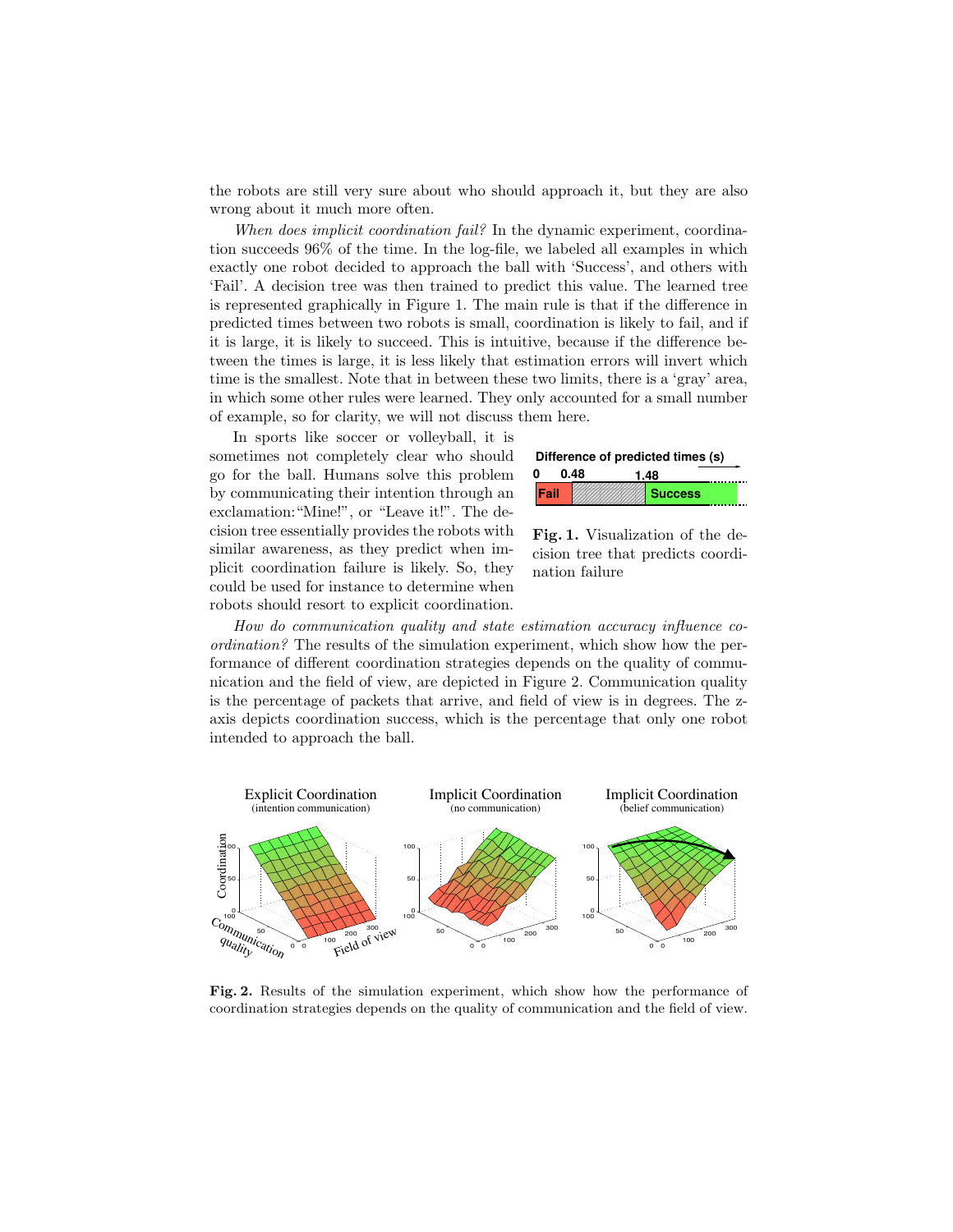the robots are still very sure about who should approach it, but they are also wrong about it much more often.

*When does implicit coordination fail?* In the dynamic experiment, coordination succeeds 96% of the time. In the log-file, we labeled all examples in which exactly one robot decided to approach the ball with 'Success', and others with 'Fail'. A decision tree was then trained to predict this value. The learned tree is represented graphically in Figure 1. The main rule is that if the difference in predicted times between two robots is small, coordination is likely to fail, and if it is large, it is likely to succeed. This is intuitive, because if the difference between the times is large, it is less likely that estimation errors will invert which time is the smallest. Note that in between these two limits, there is a 'gray' area, in which some other rules were learned. They only accounted for a small number of example, so for clarity, we will not discuss them here.

In sports like soccer or volleyball, it is sometimes not completely clear who should go for the ball. Humans solve this problem by communicating their intention through an exclamation: "Mine!", or "Leave it!". The decision tree essentially provides the robots with similar awareness, as they predict when implicit coordination failure is likely. So, they could be used for instance to determine when robots should resort to explicit coordination.

**Fig. 1.** Visualization of the decision tree that predicts coordination failure

*How do communication quality and state estimation accuracy influence coordination?* The results of the simulation experiment, which show how the performance of different coordination strategies depends on the quality of communication and the field of view, are depicted in Figure 2. Communication quality is the percentage of packets that arrive, and field of view is in degrees. The z-axis depicts coordination success, which is the percentage that only one robot intended to approach the ball.

**Fig. 2.** Results of the simulation experiment, which show how the performance of coordination strategies depends on the quality of communication and the field of view.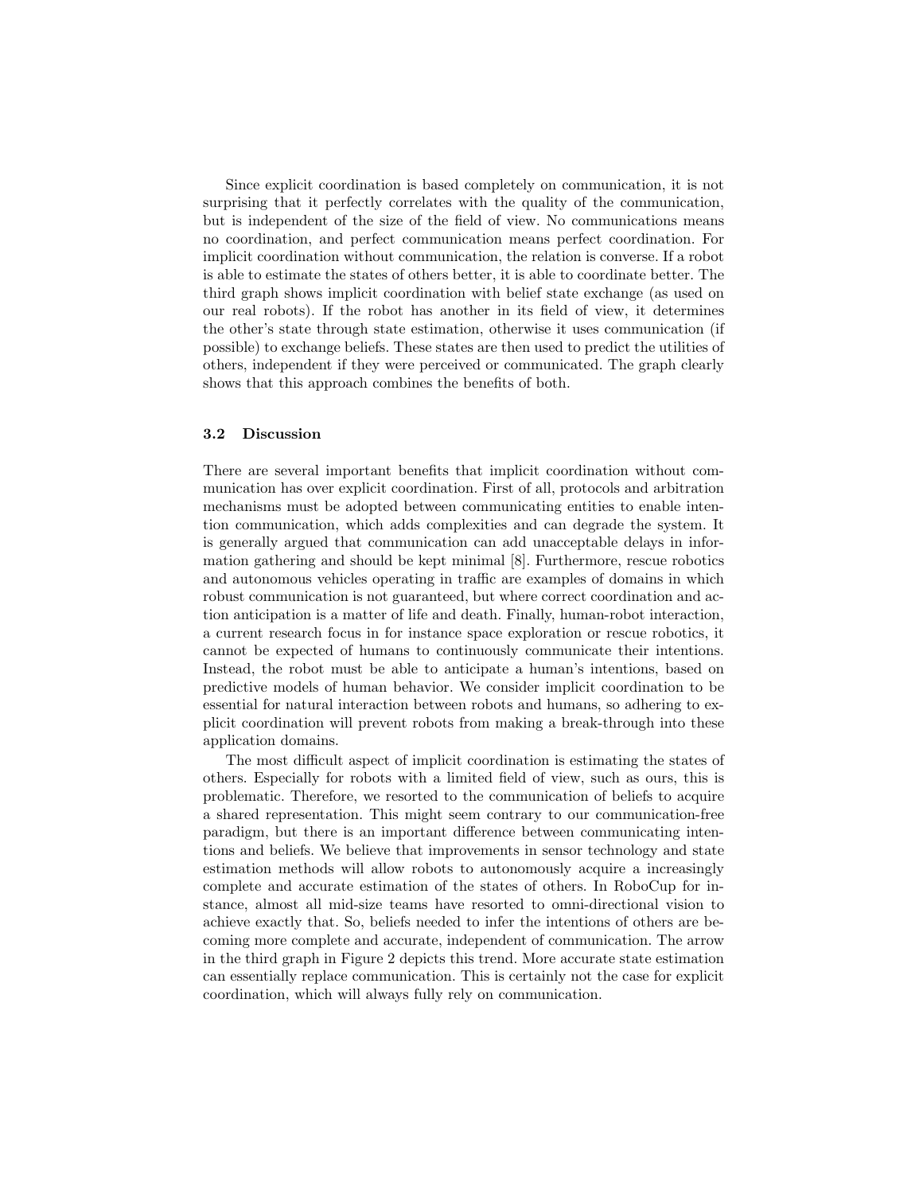Since explicit coordination is based completely on communication, it is not surprising that it perfectly correlates with the quality of the communication, but is independent of the size of the field of view. No communications means no coordination, and perfect communication means perfect coordination. For implicit coordination without communication, the relation is converse. If a robot is able to estimate the states of others better, it is able to coordinate better. The third graph shows implicit coordination with belief state exchange (as used on our real robots). If the robot has another in its field of view, it determines the other's state through state estimation, otherwise it uses communication (if possible) to exchange beliefs. These states are then used to predict the utilities of others, independent if they were perceived or communicated. The graph clearly shows that this approach combines the benefits of both.

### 3.2 Discussion

There are several important benefits that implicit coordination without communication has over explicit coordination. First of all, protocols and arbitration mechanisms must be adopted between communicating entities to enable intention communication, which adds complexities and can degrade the system. It is generally argued that communication can add unacceptable delays in information gathering and should be kept minimal [8]. Furthermore, rescue robotics and autonomous vehicles operating in traffic are examples of domains in which robust communication is not guaranteed, but where correct coordination and action anticipation is a matter of life and death. Finally, human-robot interaction, a current research focus in for instance space exploration or rescue robotics, it cannot be expected of humans to continuously communicate their intentions. Instead, the robot must be able to anticipate a human's intentions, based on predictive models of human behavior. We consider implicit coordination to be essential for natural interaction between robots and humans, so adhering to explicit coordination will prevent robots from making a break-through into these application domains.

The most difficult aspect of implicit coordination is estimating the states of others. Especially for robots with a limited field of view, such as ours, this is problematic. Therefore, we resorted to the communication of beliefs to acquire a shared representation. This might seem contrary to our communication-free paradigm, but there is an important difference between communicating intentions and beliefs. We believe that improvements in sensor technology and state estimation methods will allow robots to autonomously acquire a increasingly complete and accurate estimation of the states of others. In RoboCup for instance, almost all mid-size teams have resorted to omni-directional vision to achieve exactly that. So, beliefs needed to infer the intentions of others are becoming more complete and accurate, independent of communication. The arrow in the third graph in Figure 2 depicts this trend. More accurate state estimation can essentially replace communication. This is certainly not the case for explicit coordination, which will always fully rely on communication.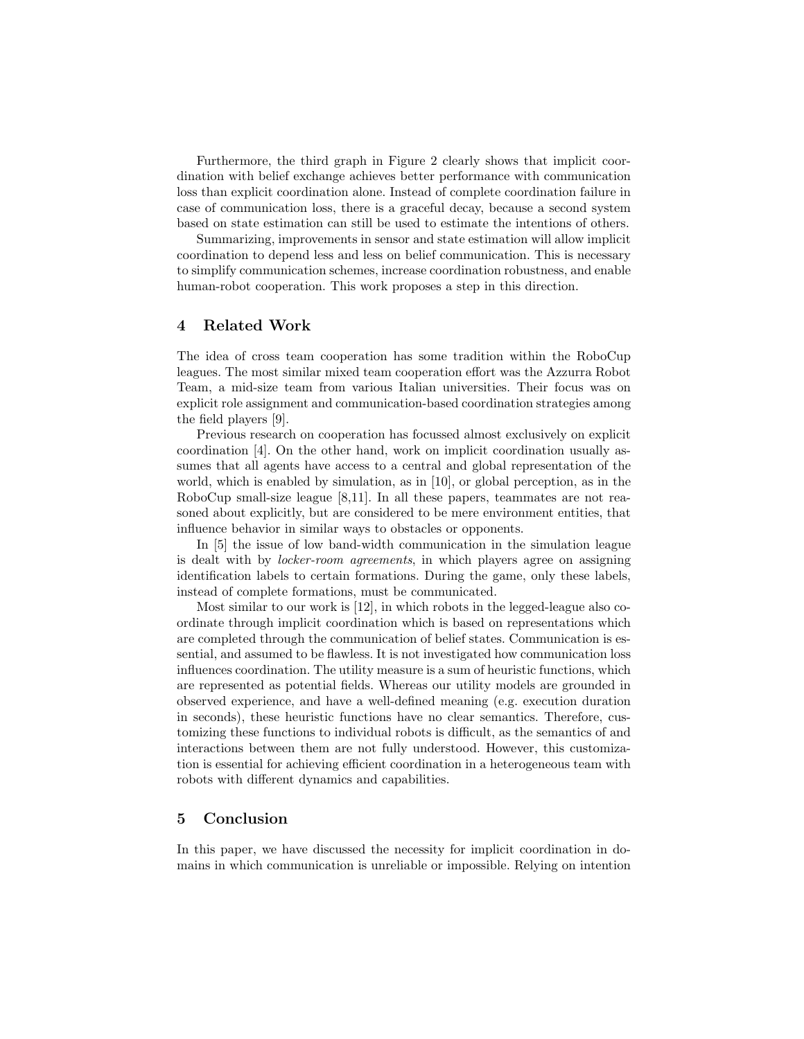Furthermore, the third graph in Figure 2 clearly shows that implicit coordination with belief exchange achieves better performance with communication loss than explicit coordination alone. Instead of complete coordination failure in case of communication loss, there is a graceful decay, because a second system based on state estimation can still be used to estimate the intentions of others.

Summarizing, improvements in sensor and state estimation will allow implicit coordination to depend less and less on belief communication. This is necessary to simplify communication schemes, increase coordination robustness, and enable human-robot cooperation. This work proposes a step in this direction.

## 4 Related Work

The idea of cross team cooperation has some tradition within the RoboCup leagues. The most similar mixed team cooperation effort was the Azzurra Robot Team, a mid-size team from various Italian universities. Their focus was on explicit role assignment and communication-based coordination strategies among the field players [9].

Previous research on cooperation has focussed almost exclusively on explicit coordination [4]. On the other hand, work on implicit coordination usually assumes that all agents have access to a central and global representation of the world, which is enabled by simulation, as in [10], or global perception, as in the RoboCup small-size league [8,11]. In all these papers, teammates are not reasoned about explicitly, but are considered to be mere environment entities, that influence behavior in similar ways to obstacles or opponents.

In [5] the issue of low band-width communication in the simulation league is dealt with by *locker-room agreements*, in which players agree on assigning identification labels to certain formations. During the game, only these labels, instead of complete formations, must be communicated.

Most similar to our work is [12], in which robots in the legged-league also coordinate through implicit coordination which is based on representations which are completed through the communication of belief states. Communication is essential, and assumed to be flawless. It is not investigated how communication loss influences coordination. The utility measure is a sum of heuristic functions, which are represented as potential fields. Whereas our utility models are grounded in observed experience, and have a well-defined meaning (e.g. execution duration in seconds), these heuristic functions have no clear semantics. Therefore, customizing these functions to individual robots is difficult, as the semantics of and interactions between them are not fully understood. However, this customization is essential for achieving efficient coordination in a heterogeneous team with robots with different dynamics and capabilities.

## 5 Conclusion

In this paper, we have discussed the necessity for implicit coordination in domains in which communication is unreliable or impossible. Relying on intention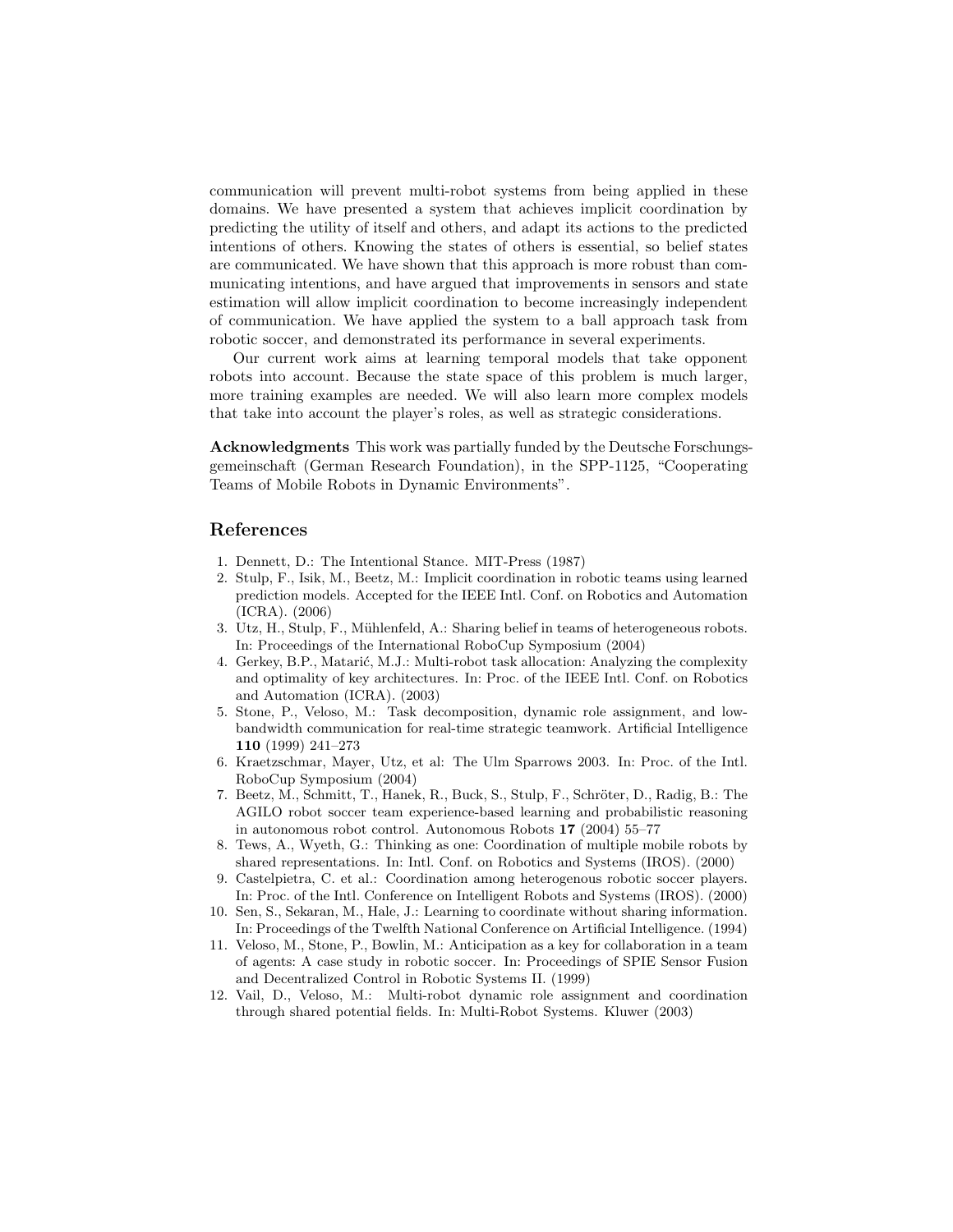communication will prevent multi-robot systems from being applied in these domains. We have presented a system that achieves implicit coordination by predicting the utility of itself and others, and adapt its actions to the predicted intentions of others. Knowing the states of others is essential, so belief states are communicated. We have shown that this approach is more robust than communicating intentions, and have argued that improvements in sensors and state estimation will allow implicit coordination to become increasingly independent of communication. We have applied the system to a ball approach task from robotic soccer, and demonstrated its performance in several experiments.

Our current work aims at learning temporal models that take opponent robots into account. Because the state space of this problem is much larger, more training examples are needed. We will also learn more complex models that take into account the player's roles, as well as strategic considerations.

**Acknowledgments** This work was partially funded by the Deutsche Forschungsgemeinschaft (German Research Foundation), in the SPP-1125, "Cooperating Teams of Mobile Robots in Dynamic Environments".

## References

1. Dennett, D.: The Intentional Stance. MIT-Press (1987)
2. Stulp, F., Isik, M., Beetz, M.: Implicit coordination in robotic teams using learned prediction models. Accepted for the IEEE Intl. Conf. on Robotics and Automation (ICRA). (2006)
3. Utz, H., Stulp, F., Mühlenfeld, A.: Sharing belief in teams of heterogeneous robots. In: Proceedings of the International RoboCup Symposium (2004)
4. Gerkey, B.P., Matarić, M.J.: Multi-robot task allocation: Analyzing the complexity and optimality of key architectures. In: Proc. of the IEEE Intl. Conf. on Robotics and Automation (ICRA). (2003)
5. Stone, P., Veloso, M.: Task decomposition, dynamic role assignment, and low-bandwidth communication for real-time strategic teamwork. Artificial Intelligence **110** (1999) 241–273
6. Kraetzschmar, Mayer, Utz, et al: The Ulm Sparrows 2003. In: Proc. of the Intl. RoboCup Symposium (2004)
7. Beetz, M., Schmitt, T., Hanek, R., Buck, S., Stulp, F., Schröter, D., Radig, B.: The AGILO robot soccer team experience-based learning and probabilistic reasoning in autonomous robot control. Autonomous Robots **17** (2004) 55–77
8. Tews, A., Wyeth, G.: Thinking as one: Coordination of multiple mobile robots by shared representations. In: Intl. Conf. on Robotics and Systems (IROS). (2000)
9. Castelpietra, C. et al.: Coordination among heterogenous robotic soccer players. In: Proc. of the Intl. Conference on Intelligent Robots and Systems (IROS). (2000)
10. Sen, S., Sekaran, M., Hale, J.: Learning to coordinate without sharing information. In: Proceedings of the Twelfth National Conference on Artificial Intelligence. (1994)
11. Veloso, M., Stone, P., Bowlin, M.: Anticipation as a key for collaboration in a team of agents: A case study in robotic soccer. In: Proceedings of SPIE Sensor Fusion and Decentralized Control in Robotic Systems II. (1999)
12. Vail, D., Veloso, M.: Multi-robot dynamic role assignment and coordination through shared potential fields. In: Multi-Robot Systems. Kluwer (2003)